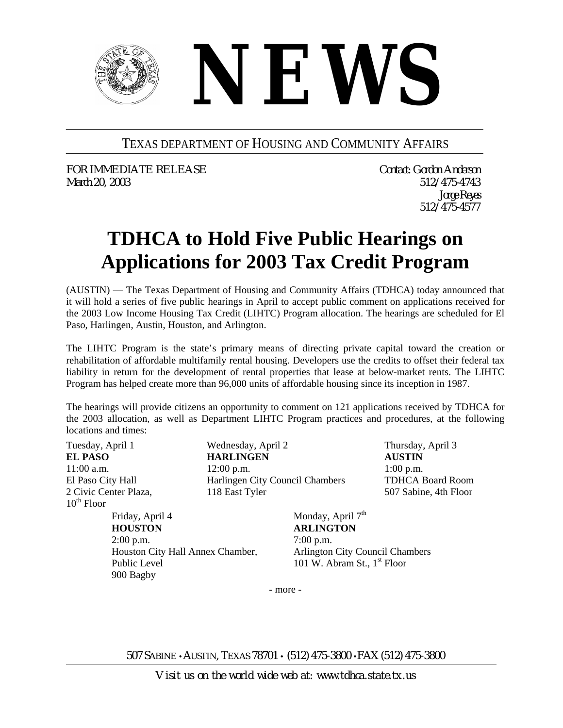# NEWS

TEXAS DEPARTMENT OF HOUSING AND COMMUNITY AFFAIRS

FOR IMMEDIATE RELEASE
March 20, 2003

Contact: Gordon Anderson
512/475-4743
Jorge Reyes
512/475-4577

# TDHCA to Hold Five Public Hearings on Applications for 2003 Tax Credit Program

(AUSTIN) — The Texas Department of Housing and Community Affairs (TDHCA) today announced that it will hold a series of five public hearings in April to accept public comment on applications received for the 2003 Low Income Housing Tax Credit (LIHTC) Program allocation. The hearings are scheduled for El Paso, Harlingen, Austin, Houston, and Arlington.

The LIHTC Program is the state's primary means of directing private capital toward the creation or rehabilitation of affordable multifamily rental housing. Developers use the credits to offset their federal tax liability in return for the development of rental properties that lease at below-market rents. The LIHTC Program has helped create more than 96,000 units of affordable housing since its inception in 1987.

The hearings will provide citizens an opportunity to comment on 121 applications received by TDHCA for the 2003 allocation, as well as Department LIHTC Program practices and procedures, at the following locations and times:

Tuesday, April 1
**EL PASO**
11:00 a.m.
El Paso City Hall
2 Civic Center Plaza,
10th Floor

Wednesday, April 2
**HARLINGEN**
12:00 p.m.
Harlingen City Council Chambers
118 East Tyler

Thursday, April 3
**AUSTIN**
1:00 p.m.
TDHCA Board Room
507 Sabine, 4th Floor

Friday, April 4
**HOUSTON**
2:00 p.m.
Houston City Hall Annex Chamber,
Public Level
900 Bagby

Monday, April 7th
**ARLINGTON**
7:00 p.m.
Arlington City Council Chambers
101 W. Abram St., 1st Floor

- more -

507 SABINE • AUSTIN, TEXAS 78701 • (512) 475-3800 • FAX (512) 475-3800

Visit us on the world wide web at: www.tdhca.state.tx.us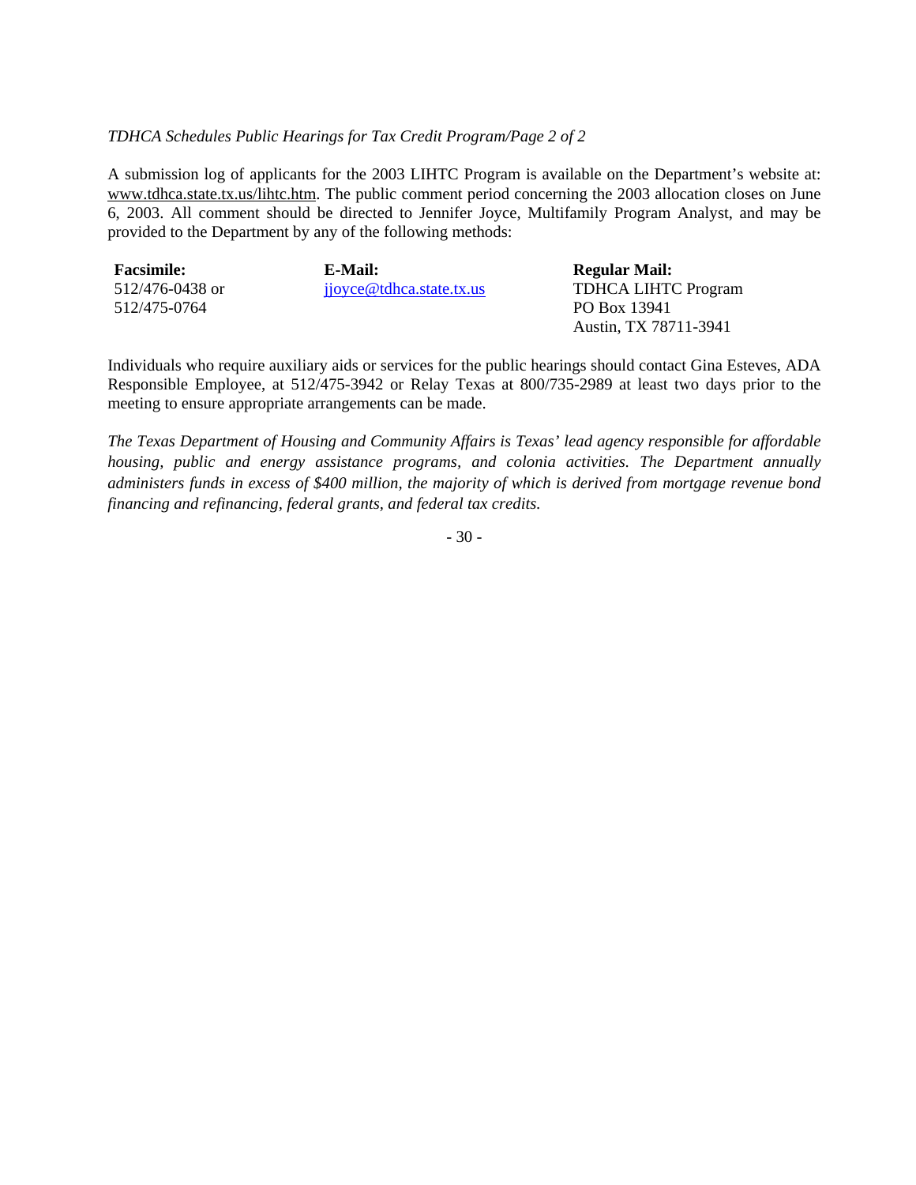A submission log of applicants for the 2003 LIHTC Program is available on the Department's website at: www.tdhca.state.tx.us/lihtc.htm. The public comment period concerning the 2003 allocation closes on June 6, 2003. All comment should be directed to Jennifer Joyce, Multifamily Program Analyst, and may be provided to the Department by any of the following methods:

| | | |
|---|---|---|
| **Facsimile:** | **E-Mail:** | **Regular Mail:** |
| 512/476-0438 or<br>512/475-0764 | jjoyce@tdhca.state.tx.us | TDHCA LIHTC Program<br>PO Box 13941<br>Austin, TX 78711-3941 |

Individuals who require auxiliary aids or services for the public hearings should contact Gina Esteves, ADA Responsible Employee, at 512/475-3942 or Relay Texas at 800/735-2989 at least two days prior to the meeting to ensure appropriate arrangements can be made.

*The Texas Department of Housing and Community Affairs is Texas' lead agency responsible for affordable housing, public and energy assistance programs, and colonia activities. The Department annually administers funds in excess of $400 million, the majority of which is derived from mortgage revenue bond financing and refinancing, federal grants, and federal tax credits.*